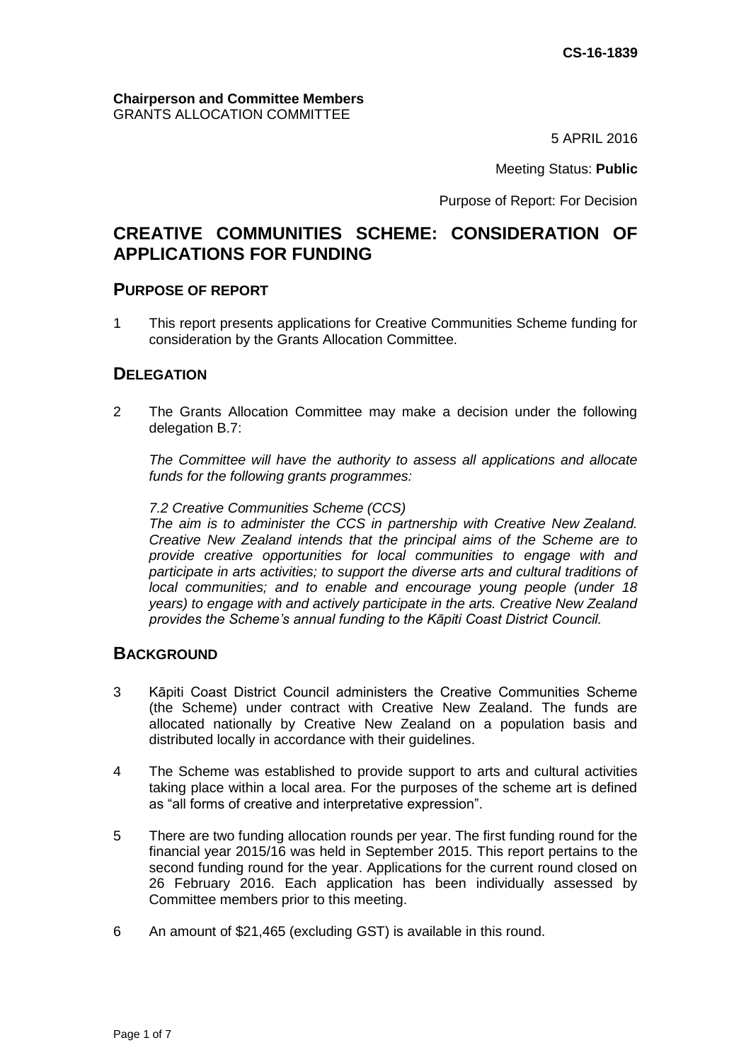**CS-16-1839**

**Chairperson and Committee Members**
GRANTS ALLOCATION COMMITTEE

5 APRIL 2016

Meeting Status: **Public**

Purpose of Report: For Decision

# CREATIVE COMMUNITIES SCHEME: CONSIDERATION OF APPLICATIONS FOR FUNDING

## PURPOSE OF REPORT

1 This report presents applications for Creative Communities Scheme funding for consideration by the Grants Allocation Committee.

## DELEGATION

2 The Grants Allocation Committee may make a decision under the following delegation B.7:

*The Committee will have the authority to assess all applications and allocate funds for the following grants programmes:*

*7.2 Creative Communities Scheme (CCS)*
*The aim is to administer the CCS in partnership with Creative New Zealand. Creative New Zealand intends that the principal aims of the Scheme are to provide creative opportunities for local communities to engage with and participate in arts activities; to support the diverse arts and cultural traditions of local communities; and to enable and encourage young people (under 18 years) to engage with and actively participate in the arts. Creative New Zealand provides the Scheme's annual funding to the Kāpiti Coast District Council.*

## BACKGROUND

3 Kāpiti Coast District Council administers the Creative Communities Scheme (the Scheme) under contract with Creative New Zealand. The funds are allocated nationally by Creative New Zealand on a population basis and distributed locally in accordance with their guidelines.

4 The Scheme was established to provide support to arts and cultural activities taking place within a local area. For the purposes of the scheme art is defined as "all forms of creative and interpretative expression".

5 There are two funding allocation rounds per year. The first funding round for the financial year 2015/16 was held in September 2015. This report pertains to the second funding round for the year. Applications for the current round closed on 26 February 2016. Each application has been individually assessed by Committee members prior to this meeting.

6 An amount of $21,465 (excluding GST) is available in this round.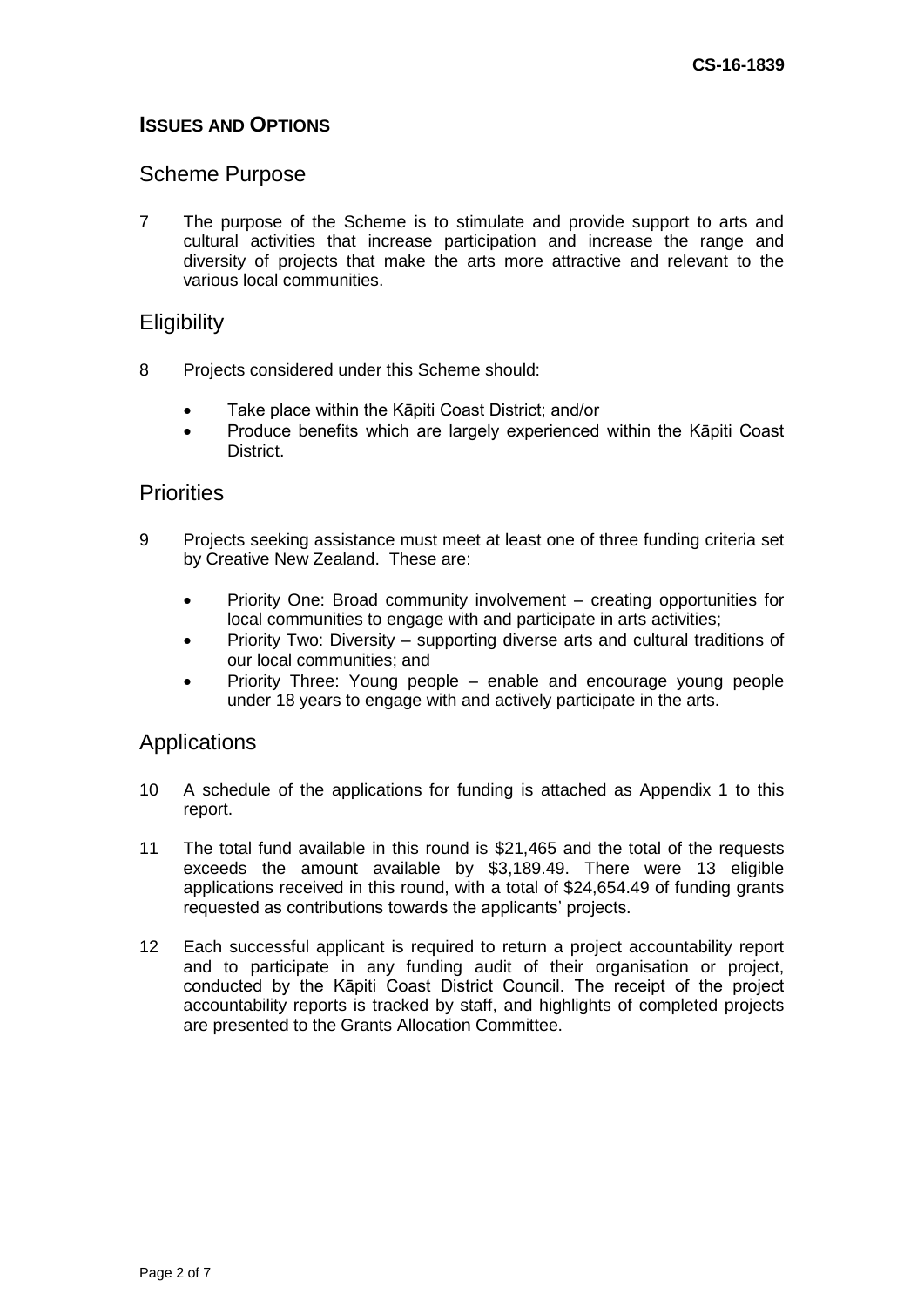## ISSUES AND OPTIONS

### Scheme Purpose

7 The purpose of the Scheme is to stimulate and provide support to arts and cultural activities that increase participation and increase the range and diversity of projects that make the arts more attractive and relevant to the various local communities.

### Eligibility

8 Projects considered under this Scheme should:

- Take place within the Kāpiti Coast District; and/or
- Produce benefits which are largely experienced within the Kāpiti Coast District.

### Priorities

9 Projects seeking assistance must meet at least one of three funding criteria set by Creative New Zealand. These are:

- Priority One: Broad community involvement – creating opportunities for local communities to engage with and participate in arts activities;
- Priority Two: Diversity – supporting diverse arts and cultural traditions of our local communities; and
- Priority Three: Young people – enable and encourage young people under 18 years to engage with and actively participate in the arts.

### Applications

10 A schedule of the applications for funding is attached as Appendix 1 to this report.

11 The total fund available in this round is $21,465 and the total of the requests exceeds the amount available by $3,189.49. There were 13 eligible applications received in this round, with a total of $24,654.49 of funding grants requested as contributions towards the applicants' projects.

12 Each successful applicant is required to return a project accountability report and to participate in any funding audit of their organisation or project, conducted by the Kāpiti Coast District Council. The receipt of the project accountability reports is tracked by staff, and highlights of completed projects are presented to the Grants Allocation Committee.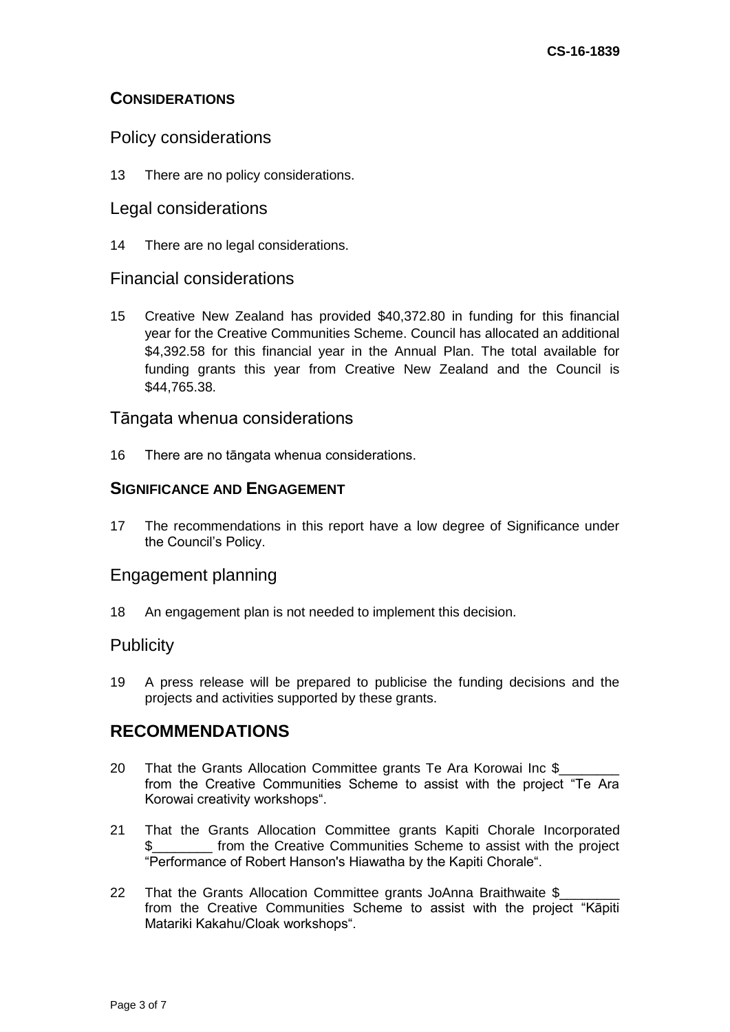## CONSIDERATIONS

### Policy considerations

13 There are no policy considerations.

### Legal considerations

14 There are no legal considerations.

### Financial considerations

15 Creative New Zealand has provided $40,372.80 in funding for this financial year for the Creative Communities Scheme. Council has allocated an additional $4,392.58 for this financial year in the Annual Plan. The total available for funding grants this year from Creative New Zealand and the Council is $44,765.38.

### Tāngata whenua considerations

16 There are no tāngata whenua considerations.

## SIGNIFICANCE AND ENGAGEMENT

17 The recommendations in this report have a low degree of Significance under the Council's Policy.

### Engagement planning

18 An engagement plan is not needed to implement this decision.

### Publicity

19 A press release will be prepared to publicise the funding decisions and the projects and activities supported by these grants.

## RECOMMENDATIONS

20 That the Grants Allocation Committee grants Te Ara Korowai Inc $________ from the Creative Communities Scheme to assist with the project "Te Ara Korowai creativity workshops".

21 That the Grants Allocation Committee grants Kapiti Chorale Incorporated $________ from the Creative Communities Scheme to assist with the project "Performance of Robert Hanson's Hiawatha by the Kapiti Chorale".

22 That the Grants Allocation Committee grants JoAnna Braithwaite $________ from the Creative Communities Scheme to assist with the project "Kāpiti Matariki Kakahu/Cloak workshops".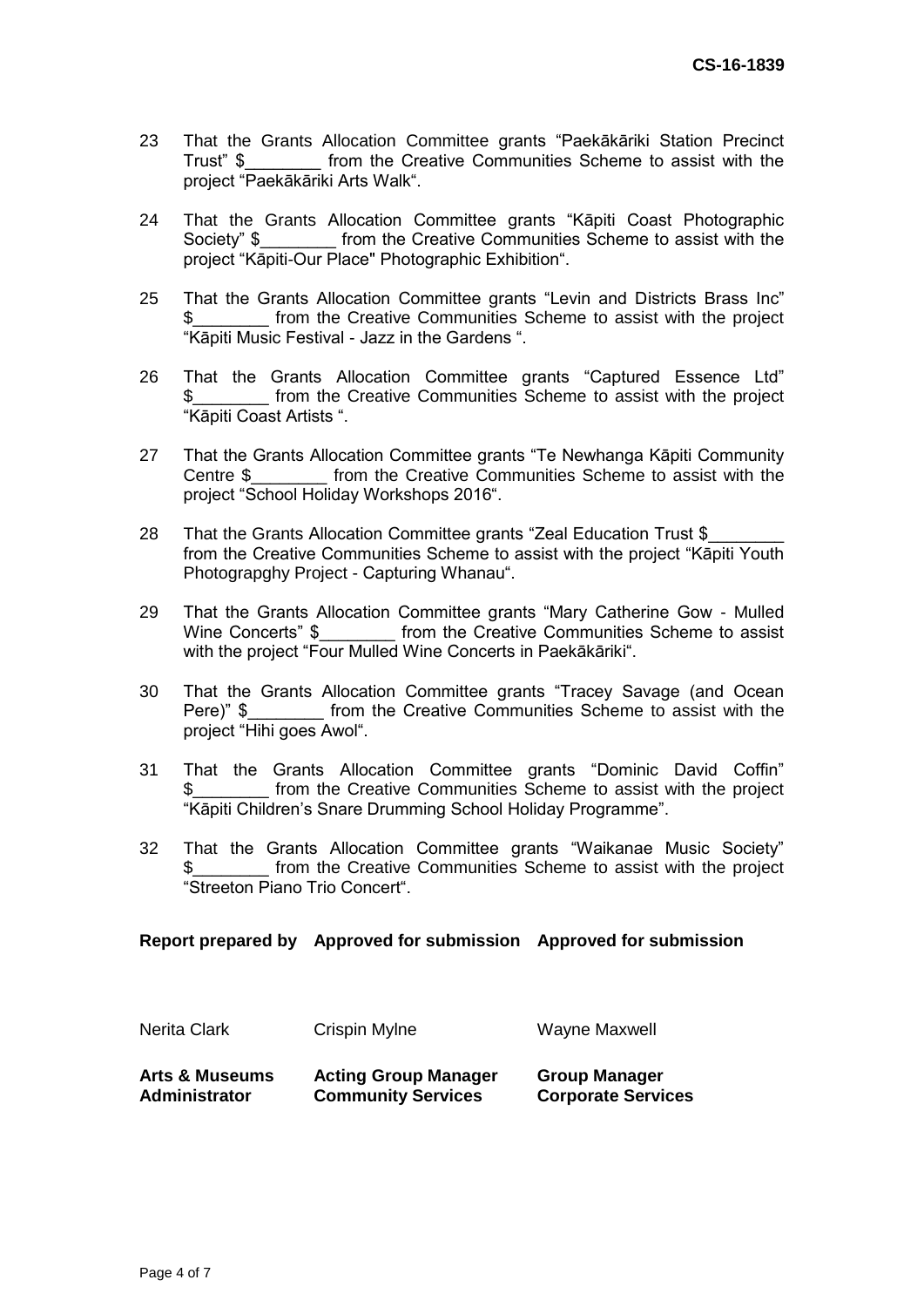23 That the Grants Allocation Committee grants “Paekākāriki Station Precinct Trust” $________ from the Creative Communities Scheme to assist with the project “Paekākāriki Arts Walk“.

24 That the Grants Allocation Committee grants “Kāpiti Coast Photographic Society” $________ from the Creative Communities Scheme to assist with the project “Kāpiti-Our Place" Photographic Exhibition“.

25 That the Grants Allocation Committee grants “Levin and Districts Brass Inc” $________ from the Creative Communities Scheme to assist with the project “Kāpiti Music Festival - Jazz in the Gardens “.

26 That the Grants Allocation Committee grants “Captured Essence Ltd” $________ from the Creative Communities Scheme to assist with the project “Kāpiti Coast Artists “.

27 That the Grants Allocation Committee grants “Te Newhanga Kāpiti Community Centre $________ from the Creative Communities Scheme to assist with the project “School Holiday Workshops 2016“.

28 That the Grants Allocation Committee grants “Zeal Education Trust $________ from the Creative Communities Scheme to assist with the project “Kāpiti Youth Photograpghy Project - Capturing Whanau“.

29 That the Grants Allocation Committee grants “Mary Catherine Gow - Mulled Wine Concerts” $________ from the Creative Communities Scheme to assist with the project “Four Mulled Wine Concerts in Paekākāriki“.

30 That the Grants Allocation Committee grants “Tracey Savage (and Ocean Pere)” $________ from the Creative Communities Scheme to assist with the project “Hihi goes Awol“.

31 That the Grants Allocation Committee grants “Dominic David Coffin” $________ from the Creative Communities Scheme to assist with the project “Kāpiti Children’s Snare Drumming School Holiday Programme”.

32 That the Grants Allocation Committee grants “Waikanae Music Society” $________ from the Creative Communities Scheme to assist with the project “Streeton Piano Trio Concert“.

| **Report prepared by** | **Approved for submission** | **Approved for submission** |
|---|---|---|
| Nerita Clark | Crispin Mylne | Wayne Maxwell |
| **Arts & Museums Administrator** | **Acting Group Manager Community Services** | **Group Manager Corporate Services** |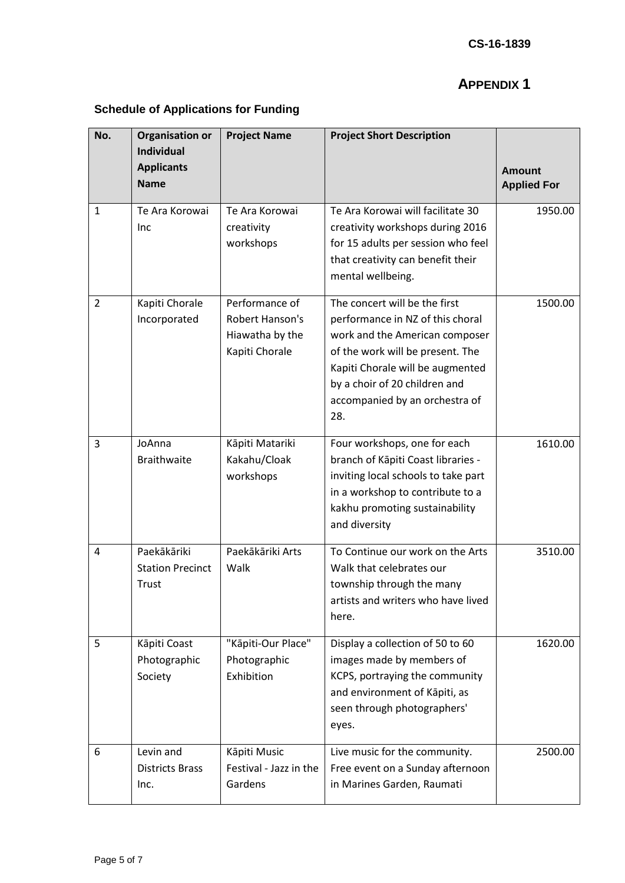CS-16-1839

## APPENDIX 1

### Schedule of Applications for Funding

| No. | Organisation or Individual Applicants Name | Project Name | Project Short Description | Amount Applied For |
|---|---|---|---|---|
| 1 | Te Ara Korowai Inc | Te Ara Korowai creativity workshops | Te Ara Korowai will facilitate 30 creativity workshops during 2016 for 15 adults per session who feel that creativity can benefit their mental wellbeing. | 1950.00 |
| 2 | Kapiti Chorale Incorporated | Performance of Robert Hanson's Hiawatha by the Kapiti Chorale | The concert will be the first performance in NZ of this choral work and the American composer of the work will be present. The Kapiti Chorale will be augmented by a choir of 20 children and accompanied by an orchestra of 28. | 1500.00 |
| 3 | JoAnna Braithwaite | Kāpiti Matariki Kakahu/Cloak workshops | Four workshops, one for each branch of Kāpiti Coast libraries - inviting local schools to take part in a workshop to contribute to a kakhu promoting sustainability and diversity | 1610.00 |
| 4 | Paekākāriki Station Precinct Trust | Paekākāriki Arts Walk | To Continue our work on the Arts Walk that celebrates our township through the many artists and writers who have lived here. | 3510.00 |
| 5 | Kāpiti Coast Photographic Society | "Kāpiti-Our Place" Photographic Exhibition | Display a collection of 50 to 60 images made by members of KCPS, portraying the community and environment of Kāpiti, as seen through photographers' eyes. | 1620.00 |
| 6 | Levin and Districts Brass Inc. | Kāpiti Music Festival - Jazz in the Gardens | Live music for the community. Free event on a Sunday afternoon in Marines Garden, Raumati | 2500.00 |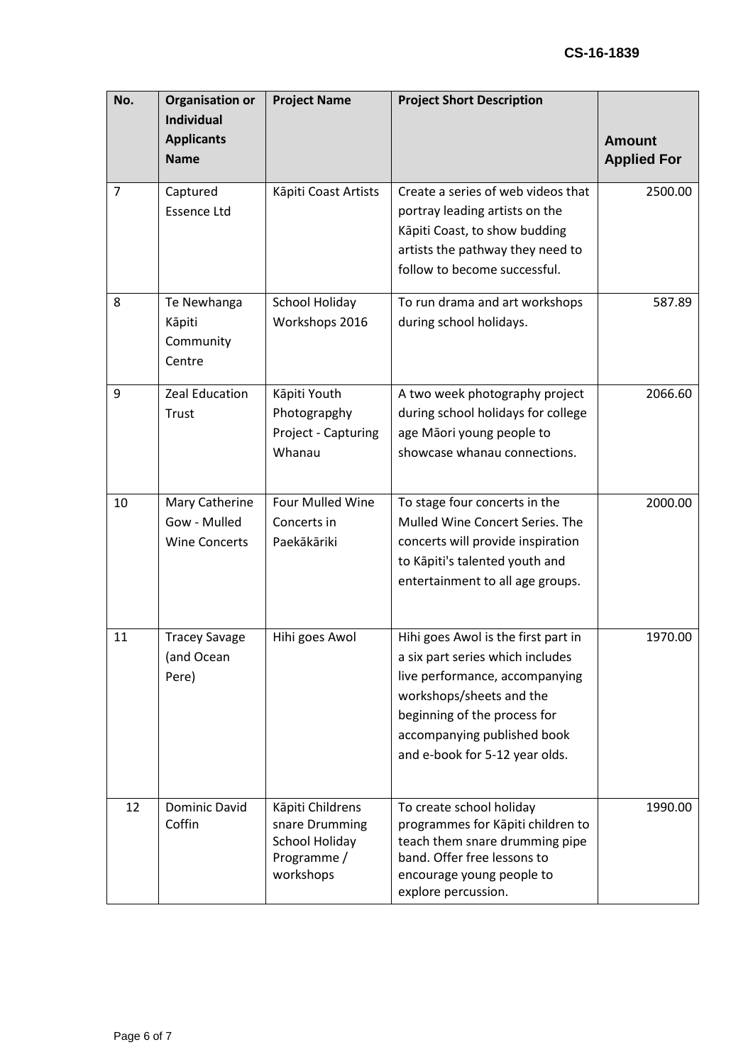CS-16-1839

| No. | Organisation or Individual Applicants Name | Project Name | Project Short Description | Amount Applied For |
|---|---|---|---|---|
| 7 | Captured Essence Ltd | Kāpiti Coast Artists | Create a series of web videos that portray leading artists on the Kāpiti Coast, to show budding artists the pathway they need to follow to become successful. | 2500.00 |
| 8 | Te Newhanga Kāpiti Community Centre | School Holiday Workshops 2016 | To run drama and art workshops during school holidays. | 587.89 |
| 9 | Zeal Education Trust | Kāpiti Youth Photograpghy Project - Capturing Whanau | A two week photography project during school holidays for college age Māori young people to showcase whanau connections. | 2066.60 |
| 10 | Mary Catherine Gow - Mulled Wine Concerts | Four Mulled Wine Concerts in Paekākāriki | To stage four concerts in the Mulled Wine Concert Series. The concerts will provide inspiration to Kāpiti's talented youth and entertainment to all age groups. | 2000.00 |
| 11 | Tracey Savage (and Ocean Pere) | Hihi goes Awol | Hihi goes Awol is the first part in a six part series which includes live performance, accompanying workshops/sheets and the beginning of the process for accompanying published book and e-book for 5-12 year olds. | 1970.00 |
| 12 | Dominic David Coffin | Kāpiti Childrens snare Drumming School Holiday Programme / workshops | To create school holiday programmes for Kāpiti children to teach them snare drumming pipe band. Offer free lessons to encourage young people to explore percussion. | 1990.00 |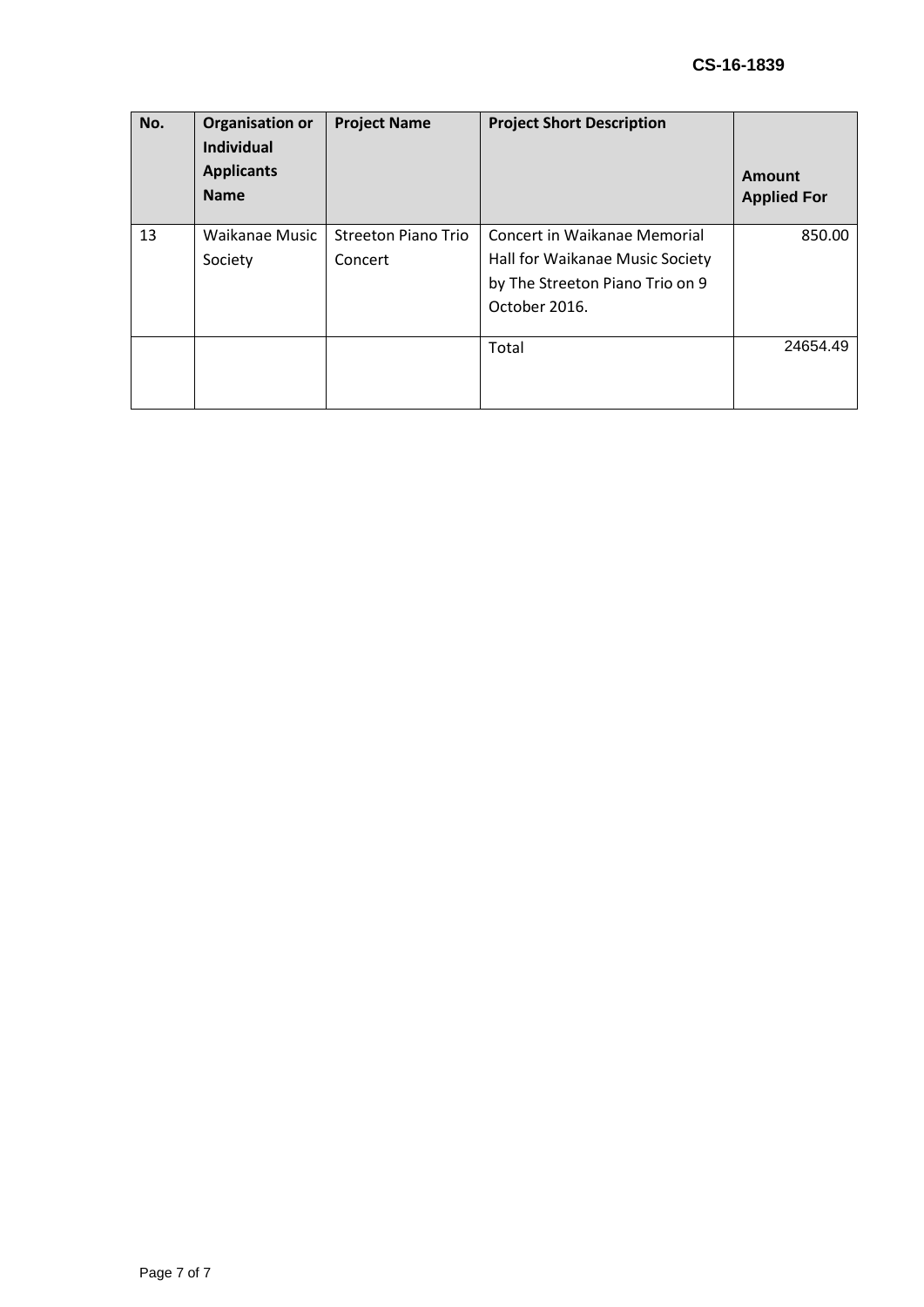| No. | Organisation or Individual Applicants Name | Project Name | Project Short Description | Amount Applied For |
|---|---|---|---|---|
| 13 | Waikanae Music Society | Streeton Piano Trio Concert | Concert in Waikanae Memorial Hall for Waikanae Music Society by The Streeton Piano Trio on 9 October 2016. | 850.00 |
| | | | Total | 24654.49 |